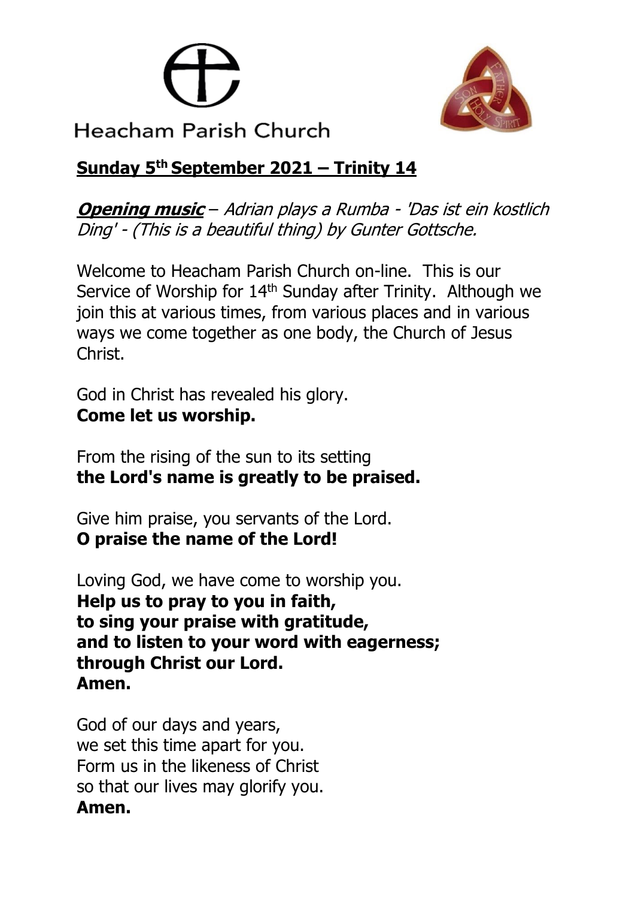# Heacham Parish Church

## Sunday 5th September 2021 – Trinity 14

***Opening music*** – *Adrian plays a Rumba - 'Das ist ein kostlich Ding' - (This is a beautiful thing) by Gunter Gottsche.*

Welcome to Heacham Parish Church on-line. This is our Service of Worship for 14th Sunday after Trinity. Although we join this at various times, from various places and in various ways we come together as one body, the Church of Jesus Christ.

God in Christ has revealed his glory.
**Come let us worship.**

From the rising of the sun to its setting
**the Lord's name is greatly to be praised.**

Give him praise, you servants of the Lord.
**O praise the name of the Lord!**

Loving God, we have come to worship you.
**Help us to pray to you in faith,
to sing your praise with gratitude,
and to listen to your word with eagerness;
through Christ our Lord.
Amen.**

God of our days and years,
we set this time apart for you.
Form us in the likeness of Christ
so that our lives may glorify you.
**Amen.**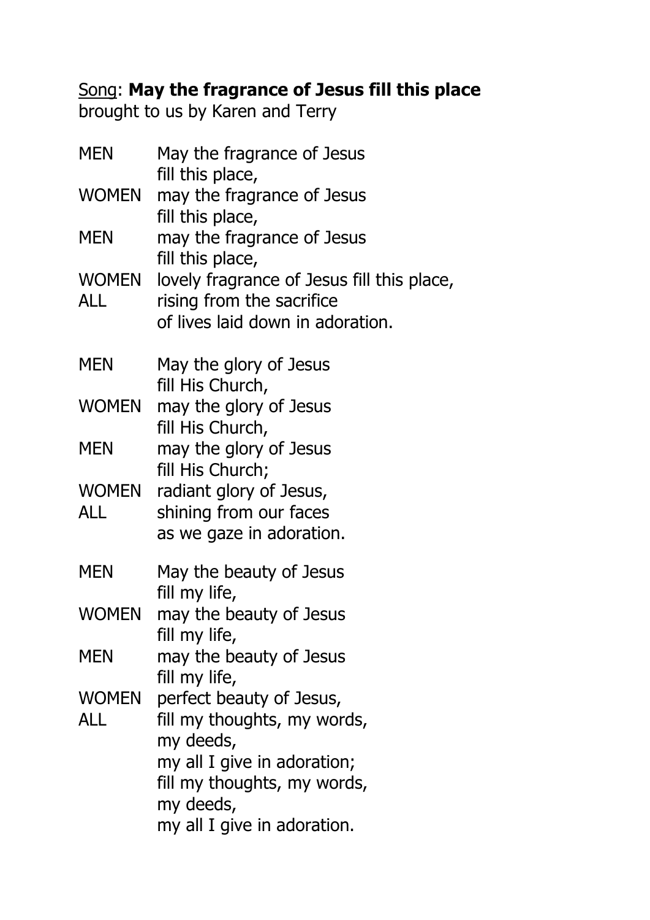<u>Song</u>: **May the fragrance of Jesus fill this place**
brought to us by Karen and Terry

| | |
|---|---|
| MEN | May the fragrance of Jesus<br>fill this place, |
| WOMEN | may the fragrance of Jesus<br>fill this place, |
| MEN | may the fragrance of Jesus<br>fill this place, |
| WOMEN | lovely fragrance of Jesus fill this place, |
| ALL | rising from the sacrifice<br>of lives laid down in adoration. |
| | |
| MEN | May the glory of Jesus<br>fill His Church, |
| WOMEN | may the glory of Jesus<br>fill His Church, |
| MEN | may the glory of Jesus<br>fill His Church; |
| WOMEN | radiant glory of Jesus, |
| ALL | shining from our faces<br>as we gaze in adoration. |
| | |
| MEN | May the beauty of Jesus<br>fill my life, |
| WOMEN | may the beauty of Jesus<br>fill my life, |
| MEN | may the beauty of Jesus<br>fill my life, |
| WOMEN | perfect beauty of Jesus, |
| ALL | fill my thoughts, my words,<br>my deeds,<br>my all I give in adoration;<br>fill my thoughts, my words,<br>my deeds,<br>my all I give in adoration. |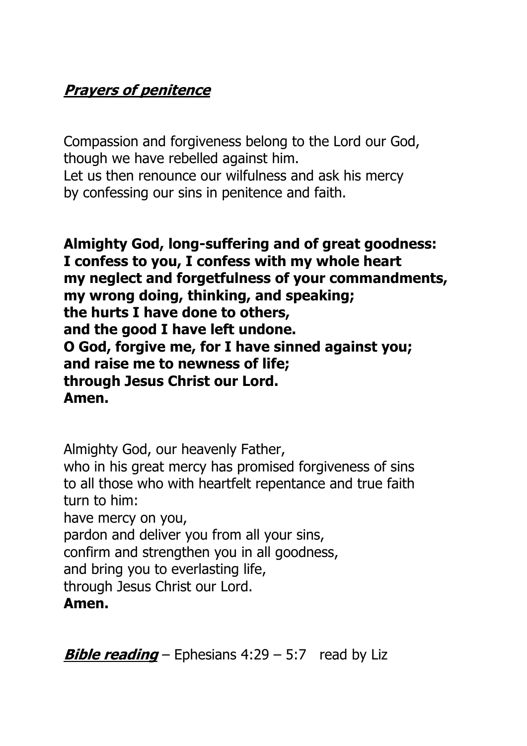## ***Prayers of penitence***

Compassion and forgiveness belong to the Lord our God,
though we have rebelled against him.
Let us then renounce our wilfulness and ask his mercy
by confessing our sins in penitence and faith.

**Almighty God, long-suffering and of great goodness:**
**I confess to you, I confess with my whole heart**
**my neglect and forgetfulness of your commandments,**
**my wrong doing, thinking, and speaking;**
**the hurts I have done to others,**
**and the good I have left undone.**
**O God, forgive me, for I have sinned against you;**
**and raise me to newness of life;**
**through Jesus Christ our Lord.**
**Amen.**

Almighty God, our heavenly Father,
who in his great mercy has promised forgiveness of sins
to all those who with heartfelt repentance and true faith
turn to him:
have mercy on you,
pardon and deliver you from all your sins,
confirm and strengthen you in all goodness,
and bring you to everlasting life,
through Jesus Christ our Lord.
**Amen.**

***Bible reading*** – Ephesians 4:29 – 5:7 read by Liz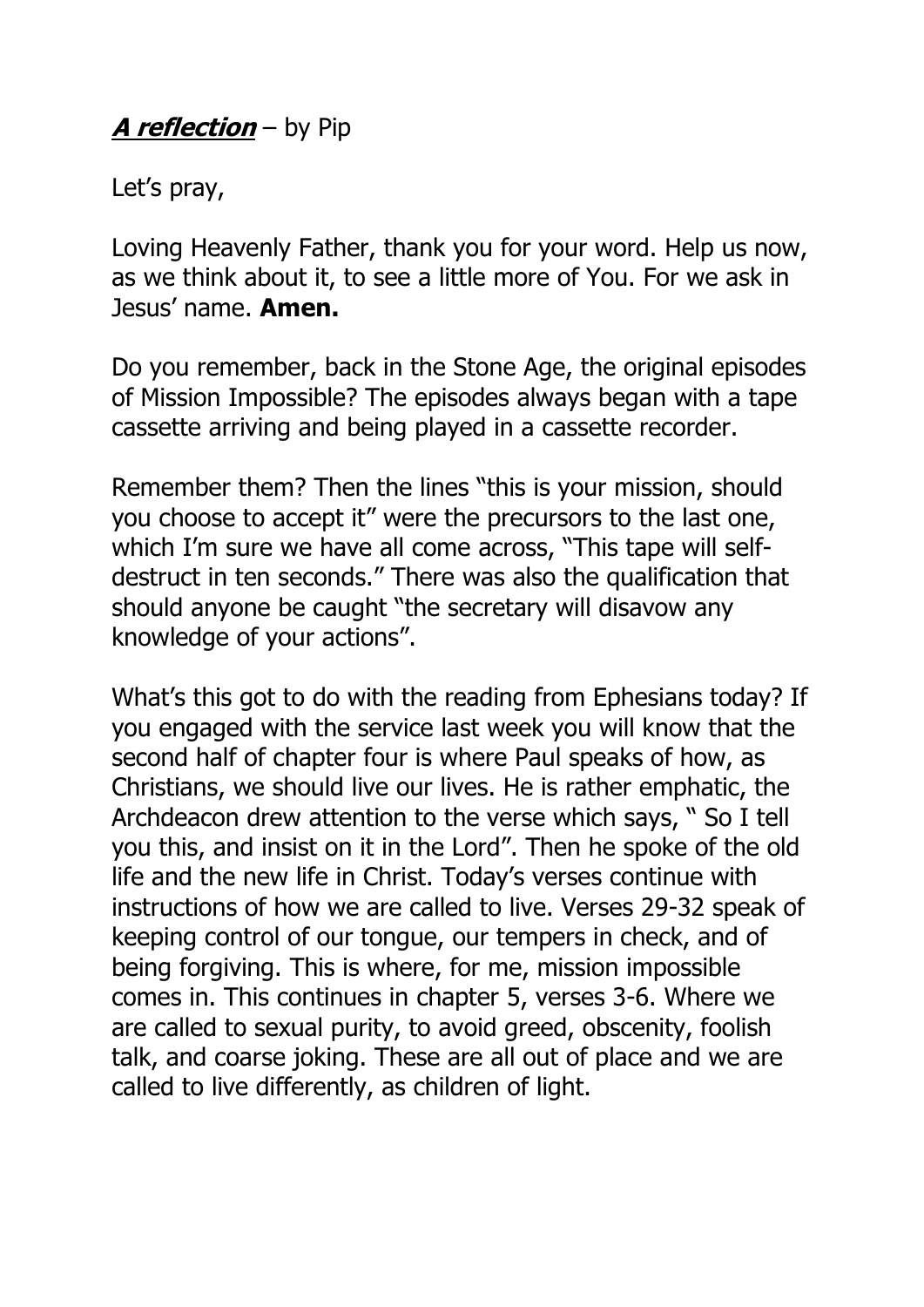***A reflection*** – by Pip

Let's pray,

Loving Heavenly Father, thank you for your word. Help us now, as we think about it, to see a little more of You. For we ask in Jesus' name. **Amen.**

Do you remember, back in the Stone Age, the original episodes of Mission Impossible? The episodes always began with a tape cassette arriving and being played in a cassette recorder.

Remember them? Then the lines "this is your mission, should you choose to accept it" were the precursors to the last one, which I'm sure we have all come across, "This tape will self-destruct in ten seconds." There was also the qualification that should anyone be caught "the secretary will disavow any knowledge of your actions".

What's this got to do with the reading from Ephesians today? If you engaged with the service last week you will know that the second half of chapter four is where Paul speaks of how, as Christians, we should live our lives. He is rather emphatic, the Archdeacon drew attention to the verse which says, " So I tell you this, and insist on it in the Lord". Then he spoke of the old life and the new life in Christ. Today's verses continue with instructions of how we are called to live. Verses 29-32 speak of keeping control of our tongue, our tempers in check, and of being forgiving. This is where, for me, mission impossible comes in. This continues in chapter 5, verses 3-6. Where we are called to sexual purity, to avoid greed, obscenity, foolish talk, and coarse joking. These are all out of place and we are called to live differently, as children of light.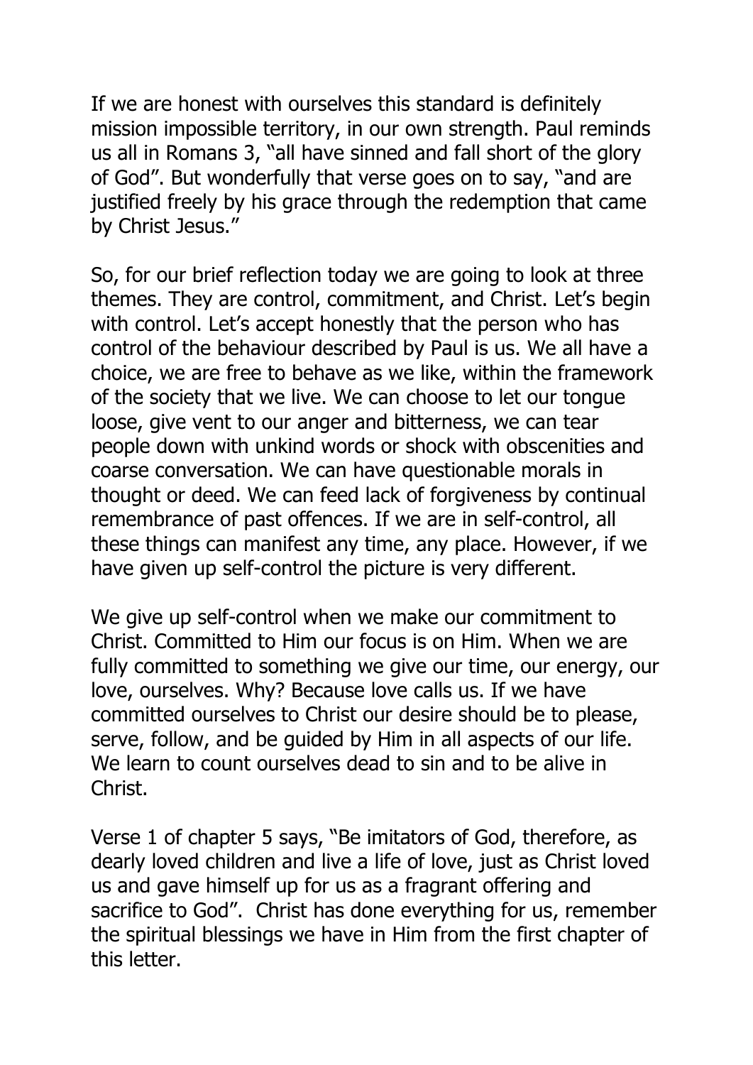If we are honest with ourselves this standard is definitely mission impossible territory, in our own strength. Paul reminds us all in Romans 3, "all have sinned and fall short of the glory of God". But wonderfully that verse goes on to say, "and are justified freely by his grace through the redemption that came by Christ Jesus."

So, for our brief reflection today we are going to look at three themes. They are control, commitment, and Christ. Let's begin with control. Let's accept honestly that the person who has control of the behaviour described by Paul is us. We all have a choice, we are free to behave as we like, within the framework of the society that we live. We can choose to let our tongue loose, give vent to our anger and bitterness, we can tear people down with unkind words or shock with obscenities and coarse conversation. We can have questionable morals in thought or deed. We can feed lack of forgiveness by continual remembrance of past offences. If we are in self-control, all these things can manifest any time, any place. However, if we have given up self-control the picture is very different.

We give up self-control when we make our commitment to Christ. Committed to Him our focus is on Him. When we are fully committed to something we give our time, our energy, our love, ourselves. Why? Because love calls us. If we have committed ourselves to Christ our desire should be to please, serve, follow, and be guided by Him in all aspects of our life. We learn to count ourselves dead to sin and to be alive in Christ.

Verse 1 of chapter 5 says, "Be imitators of God, therefore, as dearly loved children and live a life of love, just as Christ loved us and gave himself up for us as a fragrant offering and sacrifice to God". Christ has done everything for us, remember the spiritual blessings we have in Him from the first chapter of this letter.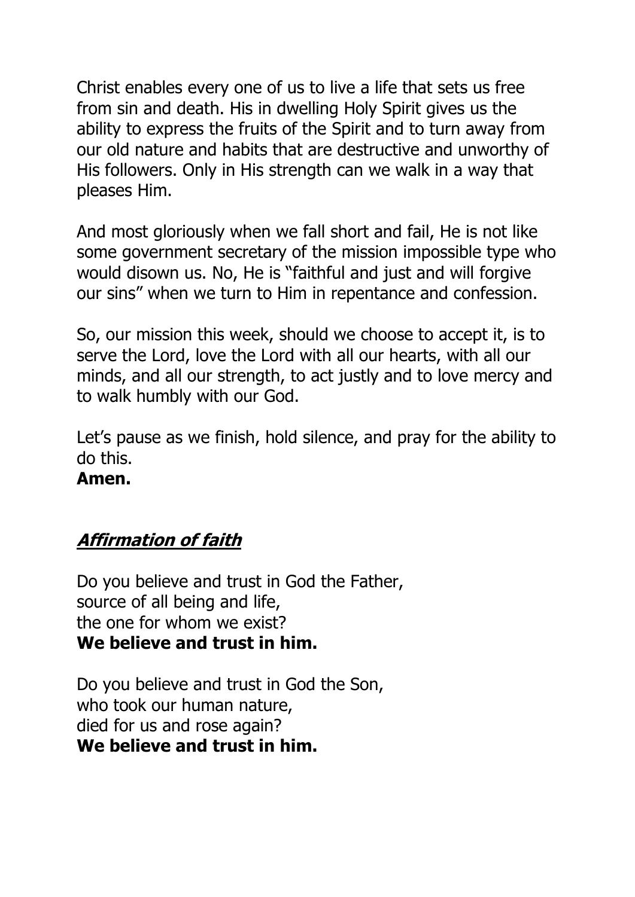Christ enables every one of us to live a life that sets us free from sin and death. His in dwelling Holy Spirit gives us the ability to express the fruits of the Spirit and to turn away from our old nature and habits that are destructive and unworthy of His followers. Only in His strength can we walk in a way that pleases Him.

And most gloriously when we fall short and fail, He is not like some government secretary of the mission impossible type who would disown us. No, He is "faithful and just and will forgive our sins" when we turn to Him in repentance and confession.

So, our mission this week, should we choose to accept it, is to serve the Lord, love the Lord with all our hearts, with all our minds, and all our strength, to act justly and to love mercy and to walk humbly with our God.

Let's pause as we finish, hold silence, and pray for the ability to do this.
**Amen.**

## ***Affirmation of faith***

Do you believe and trust in God the Father,
source of all being and life,
the one for whom we exist?
**We believe and trust in him.**

Do you believe and trust in God the Son,
who took our human nature,
died for us and rose again?
**We believe and trust in him.**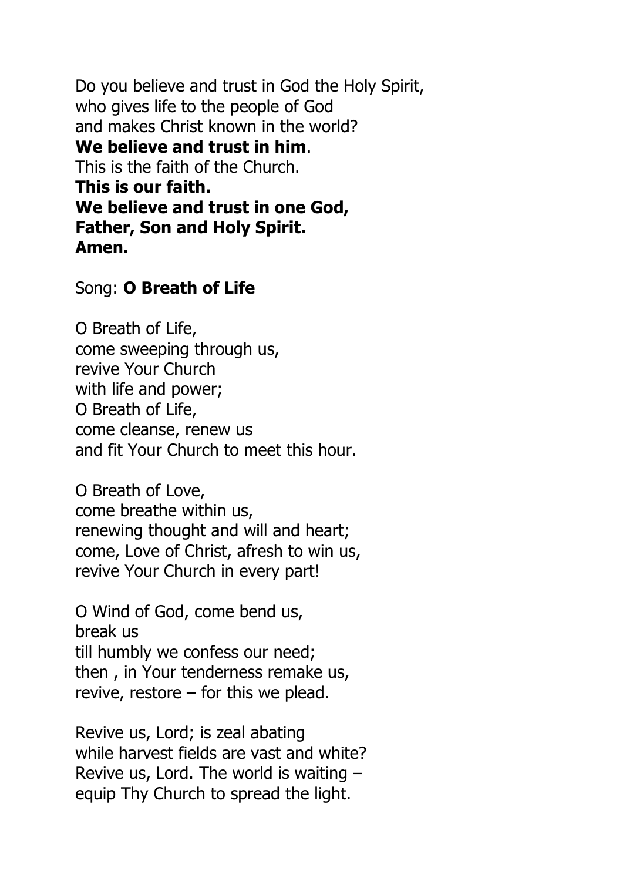Do you believe and trust in God the Holy Spirit,
who gives life to the people of God
and makes Christ known in the world?
**We believe and trust in him**.
This is the faith of the Church.
**This is our faith.**
**We believe and trust in one God,**
**Father, Son and Holy Spirit.**
**Amen.**

Song: **O Breath of Life**

O Breath of Life,
come sweeping through us,
revive Your Church
with life and power;
O Breath of Life,
come cleanse, renew us
and fit Your Church to meet this hour.

O Breath of Love,
come breathe within us,
renewing thought and will and heart;
come, Love of Christ, afresh to win us,
revive Your Church in every part!

O Wind of God, come bend us,
break us
till humbly we confess our need;
then , in Your tenderness remake us,
revive, restore – for this we plead.

Revive us, Lord; is zeal abating
while harvest fields are vast and white?
Revive us, Lord. The world is waiting –
equip Thy Church to spread the light.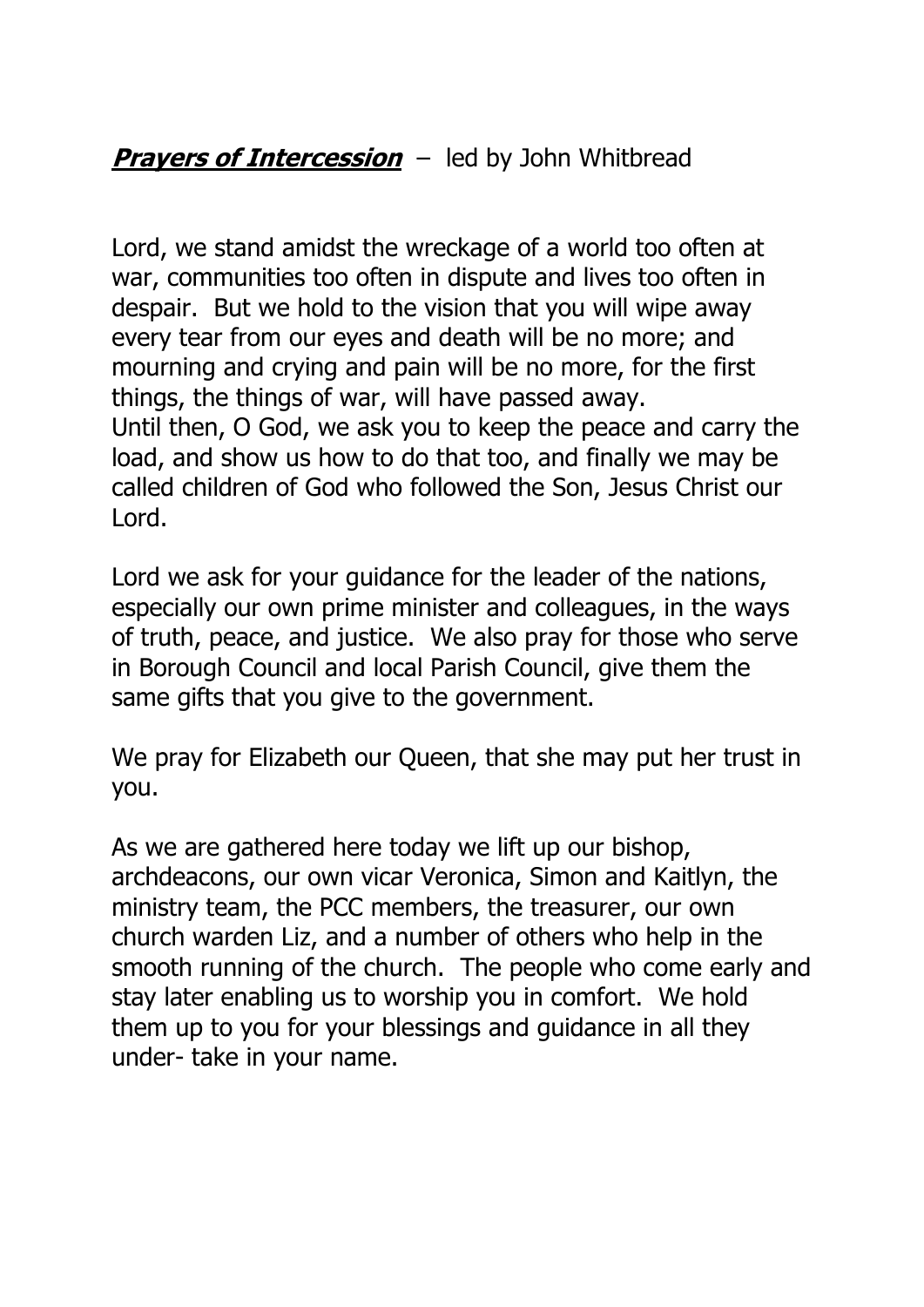***Prayers of Intercession*** – led by John Whitbread

Lord, we stand amidst the wreckage of a world too often at war, communities too often in dispute and lives too often in despair. But we hold to the vision that you will wipe away every tear from our eyes and death will be no more; and mourning and crying and pain will be no more, for the first things, the things of war, will have passed away.
Until then, O God, we ask you to keep the peace and carry the load, and show us how to do that too, and finally we may be called children of God who followed the Son, Jesus Christ our Lord.

Lord we ask for your guidance for the leader of the nations, especially our own prime minister and colleagues, in the ways of truth, peace, and justice. We also pray for those who serve in Borough Council and local Parish Council, give them the same gifts that you give to the government.

We pray for Elizabeth our Queen, that she may put her trust in you.

As we are gathered here today we lift up our bishop, archdeacons, our own vicar Veronica, Simon and Kaitlyn, the ministry team, the PCC members, the treasurer, our own church warden Liz, and a number of others who help in the smooth running of the church. The people who come early and stay later enabling us to worship you in comfort. We hold them up to you for your blessings and guidance in all they under- take in your name.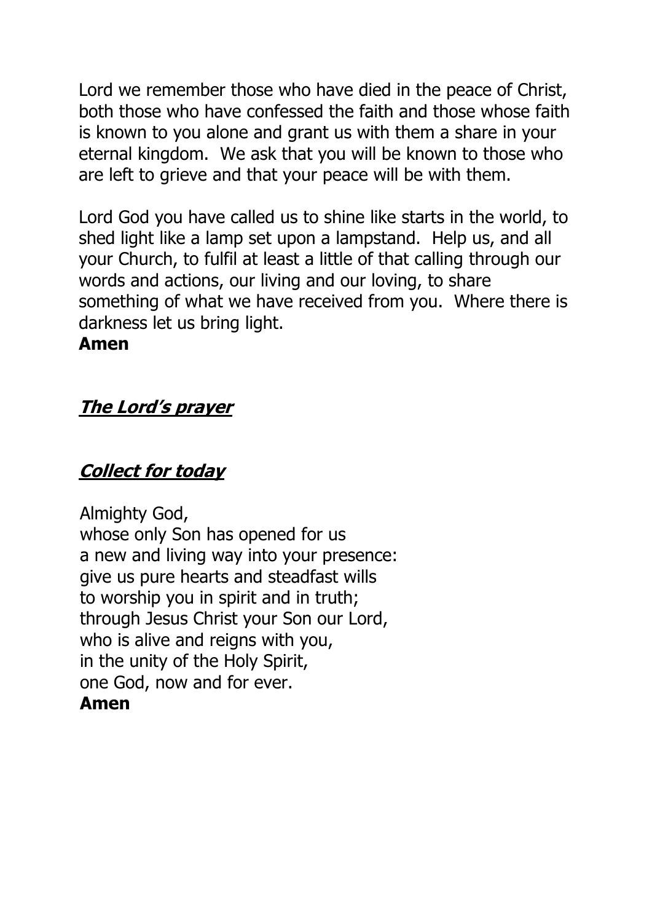Lord we remember those who have died in the peace of Christ, both those who have confessed the faith and those whose faith is known to you alone and grant us with them a share in your eternal kingdom.  We ask that you will be known to those who are left to grieve and that your peace will be with them.

Lord God you have called us to shine like starts in the world, to shed light like a lamp set upon a lampstand.  Help us, and all your Church, to fulfil at least a little of that calling through our words and actions, our living and our loving, to share something of what we have received from you.  Where there is darkness let us bring light.
**Amen**

## ***The Lord's prayer***

## ***Collect for today***

Almighty God,
whose only Son has opened for us
a new and living way into your presence:
give us pure hearts and steadfast wills
to worship you in spirit and in truth;
through Jesus Christ your Son our Lord,
who is alive and reigns with you,
in the unity of the Holy Spirit,
one God, now and for ever.
**Amen**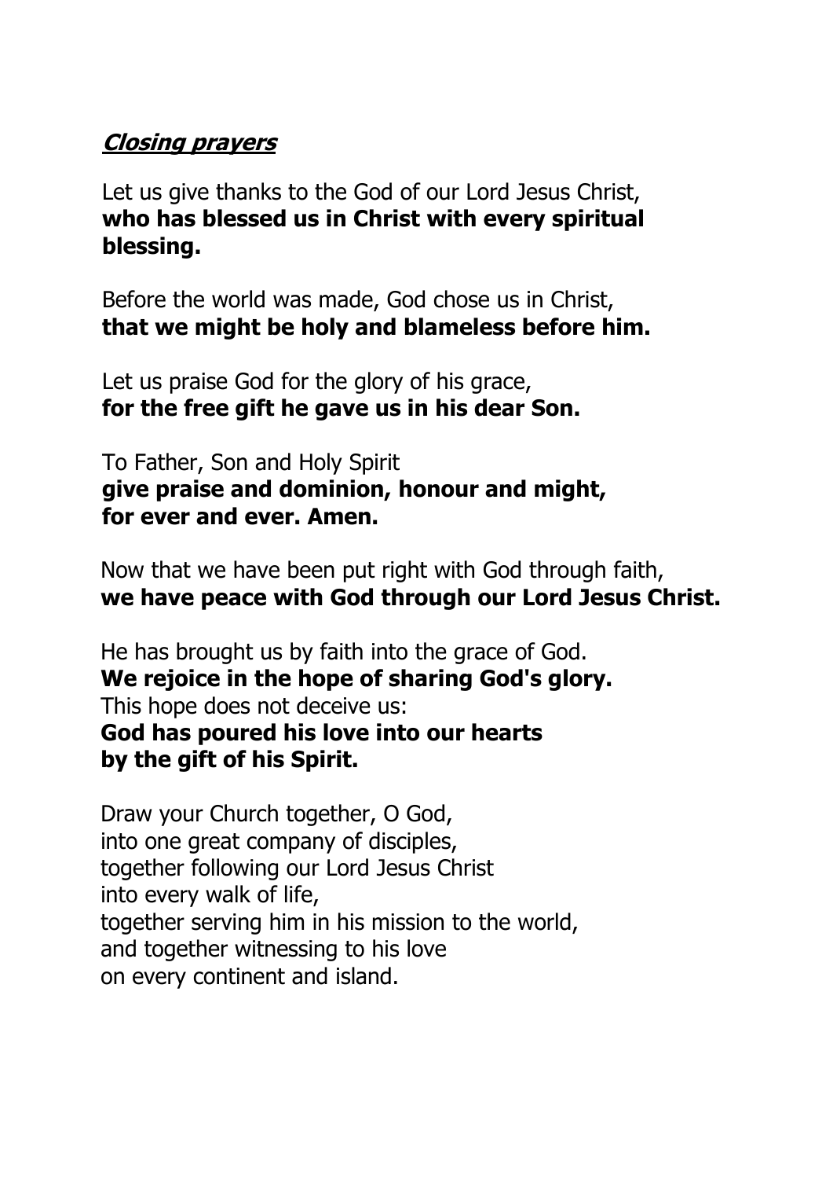***Closing prayers***

Let us give thanks to the God of our Lord Jesus Christ,
**who has blessed us in Christ with every spiritual blessing.**

Before the world was made, God chose us in Christ,
**that we might be holy and blameless before him.**

Let us praise God for the glory of his grace,
**for the free gift he gave us in his dear Son.**

To Father, Son and Holy Spirit
**give praise and dominion, honour and might,
for ever and ever. Amen.**

Now that we have been put right with God through faith,
**we have peace with God through our Lord Jesus Christ.**

He has brought us by faith into the grace of God.
**We rejoice in the hope of sharing God's glory.**
This hope does not deceive us:
**God has poured his love into our hearts
by the gift of his Spirit.**

Draw your Church together, O God,
into one great company of disciples,
together following our Lord Jesus Christ
into every walk of life,
together serving him in his mission to the world,
and together witnessing to his love
on every continent and island.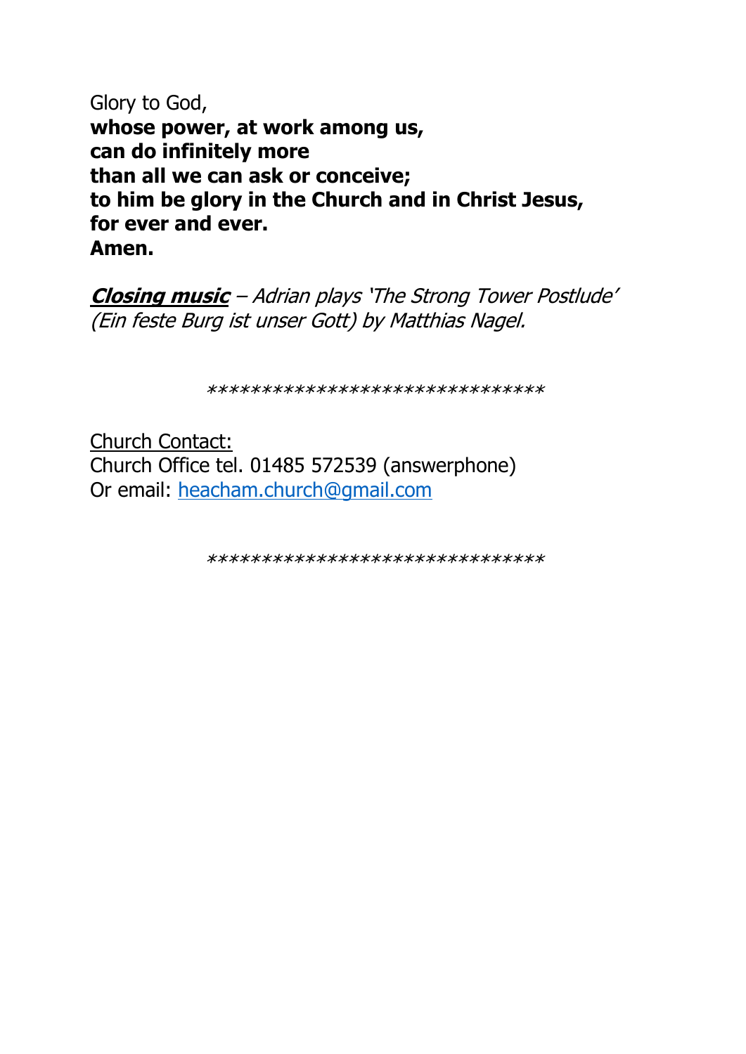Glory to God,
**whose power, at work among us,**
**can do infinitely more**
**than all we can ask or conceive;**
**to him be glory in the Church and in Christ Jesus,**
**for ever and ever.**
**Amen.**

***Closing music*** *– Adrian plays 'The Strong Tower Postlude' (Ein feste Burg ist unser Gott) by Matthias Nagel.*

*******************************

Church Contact:
Church Office tel. 01485 572539 (answerphone)
Or email: heacham.church@gmail.com

*******************************